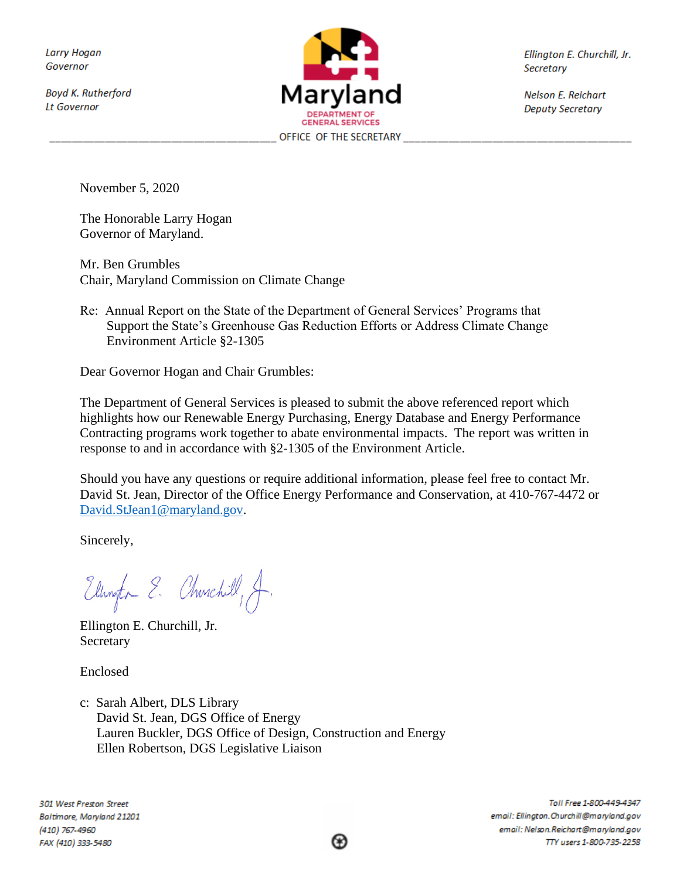Larry Hogan
Governor

Boyd K. Rutherford
Lt Governor

Maryland
DEPARTMENT OF GENERAL SERVICES

Ellington E. Churchill, Jr.
Secretary

Nelson E. Reichart
Deputy Secretary

OFFICE OF THE SECRETARY

November 5, 2020

The Honorable Larry Hogan
Governor of Maryland.

Mr. Ben Grumbles
Chair, Maryland Commission on Climate Change

Re: Annual Report on the State of the Department of General Services' Programs that Support the State's Greenhouse Gas Reduction Efforts or Address Climate Change Environment Article §2-1305

Dear Governor Hogan and Chair Grumbles:

The Department of General Services is pleased to submit the above referenced report which highlights how our Renewable Energy Purchasing, Energy Database and Energy Performance Contracting programs work together to abate environmental impacts. The report was written in response to and in accordance with §2-1305 of the Environment Article.

Should you have any questions or require additional information, please feel free to contact Mr. David St. Jean, Director of the Office Energy Performance and Conservation, at 410-767-4472 or David.StJean1@maryland.gov.

Sincerely,

Ellington E. Churchill, Jr.
Secretary

Enclosed

c: Sarah Albert, DLS Library
David St. Jean, DGS Office of Energy
Lauren Buckler, DGS Office of Design, Construction and Energy
Ellen Robertson, DGS Legislative Liaison

301 West Preston Street
Baltimore, Maryland 21201
(410) 767-4960
FAX (410) 333-5480

Toll Free 1-800-449-4347
email: Ellington.Churchill@maryland.gov
email: Nelson.Reichart@maryland.gov
TTY users 1-800-735-2258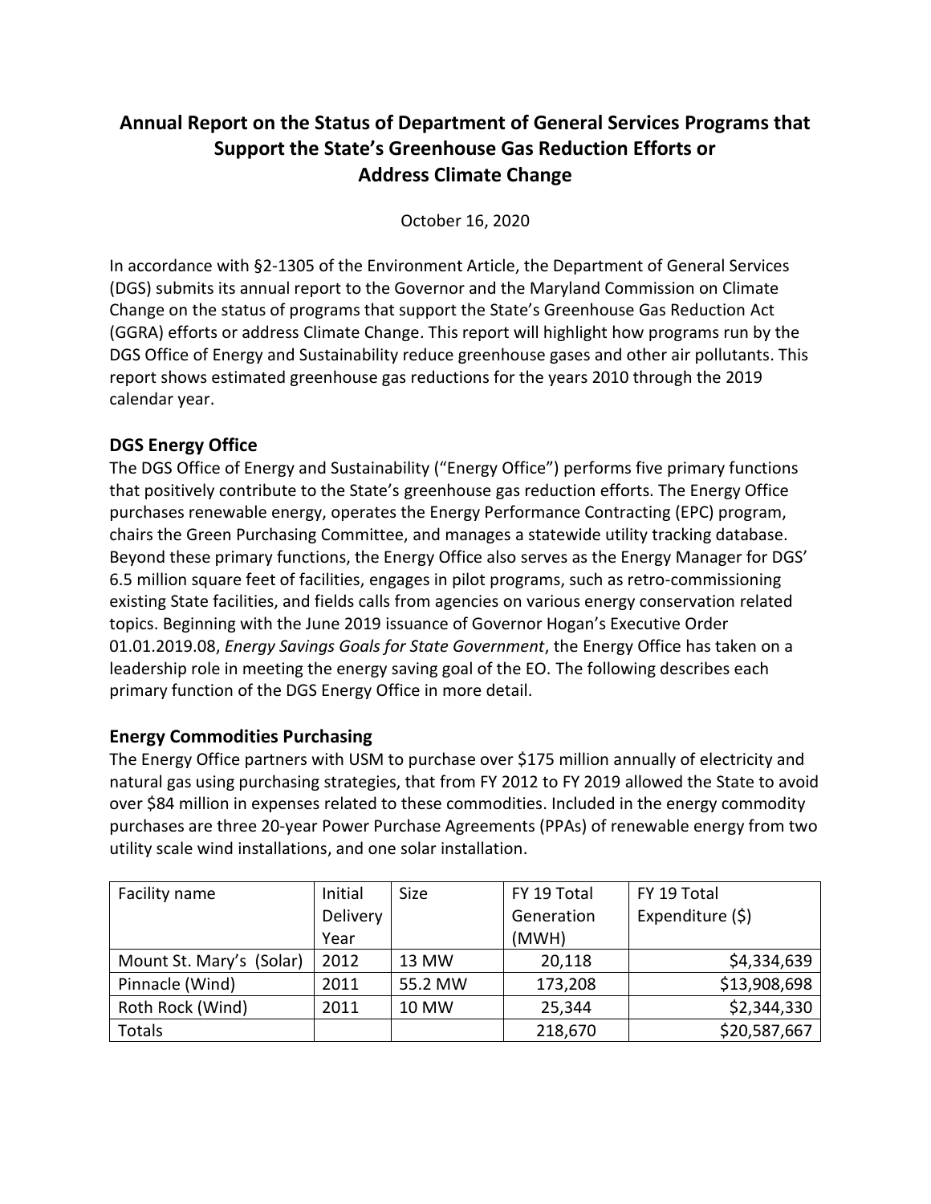# Annual Report on the Status of Department of General Services Programs that Support the State's Greenhouse Gas Reduction Efforts or Address Climate Change

October 16, 2020

In accordance with §2-1305 of the Environment Article, the Department of General Services (DGS) submits its annual report to the Governor and the Maryland Commission on Climate Change on the status of programs that support the State's Greenhouse Gas Reduction Act (GGRA) efforts or address Climate Change. This report will highlight how programs run by the DGS Office of Energy and Sustainability reduce greenhouse gases and other air pollutants. This report shows estimated greenhouse gas reductions for the years 2010 through the 2019 calendar year.

## DGS Energy Office

The DGS Office of Energy and Sustainability ("Energy Office") performs five primary functions that positively contribute to the State's greenhouse gas reduction efforts. The Energy Office purchases renewable energy, operates the Energy Performance Contracting (EPC) program, chairs the Green Purchasing Committee, and manages a statewide utility tracking database. Beyond these primary functions, the Energy Office also serves as the Energy Manager for DGS' 6.5 million square feet of facilities, engages in pilot programs, such as retro-commissioning existing State facilities, and fields calls from agencies on various energy conservation related topics. Beginning with the June 2019 issuance of Governor Hogan's Executive Order 01.01.2019.08, *Energy Savings Goals for State Government*, the Energy Office has taken on a leadership role in meeting the energy saving goal of the EO. The following describes each primary function of the DGS Energy Office in more detail.

## Energy Commodities Purchasing

The Energy Office partners with USM to purchase over $175 million annually of electricity and natural gas using purchasing strategies, that from FY 2012 to FY 2019 allowed the State to avoid over $84 million in expenses related to these commodities. Included in the energy commodity purchases are three 20-year Power Purchase Agreements (PPAs) of renewable energy from two utility scale wind installations, and one solar installation.

| Facility name | Initial Delivery Year | Size | FY 19 Total Generation (MWH) | FY 19 Total Expenditure ($) |
|---|---|---|---|---|
| Mount St. Mary's (Solar) | 2012 | 13 MW | 20,118 | $4,334,639 |
| Pinnacle (Wind) | 2011 | 55.2 MW | 173,208 | $13,908,698 |
| Roth Rock (Wind) | 2011 | 10 MW | 25,344 | $2,344,330 |
| Totals | | | 218,670 | $20,587,667 |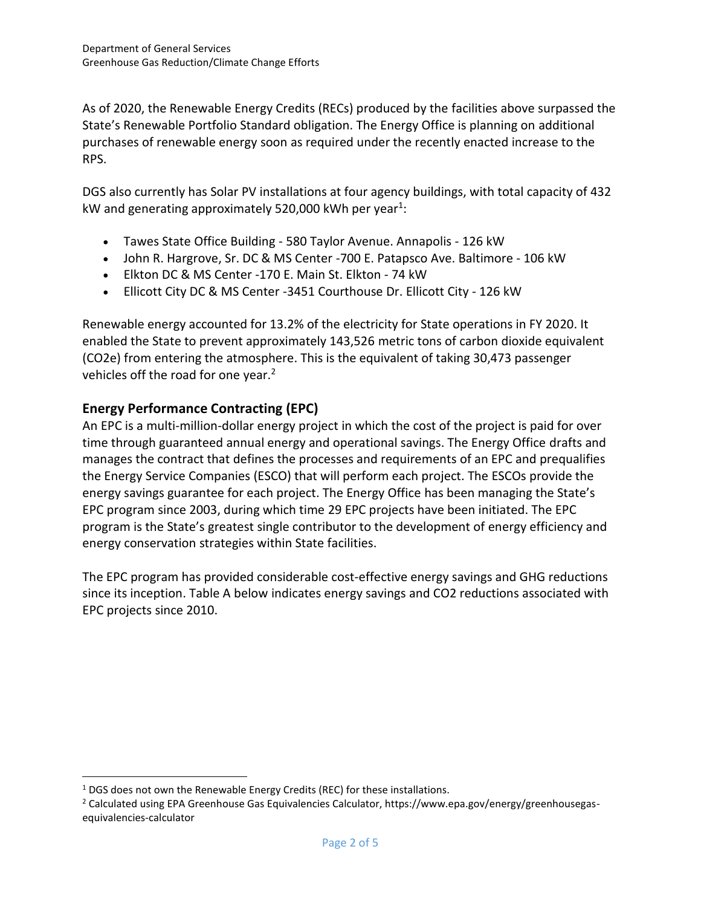As of 2020, the Renewable Energy Credits (RECs) produced by the facilities above surpassed the State's Renewable Portfolio Standard obligation. The Energy Office is planning on additional purchases of renewable energy soon as required under the recently enacted increase to the RPS.

DGS also currently has Solar PV installations at four agency buildings, with total capacity of 432 kW and generating approximately 520,000 kWh per year[1]:

- Tawes State Office Building - 580 Taylor Avenue. Annapolis - 126 kW
- John R. Hargrove, Sr. DC & MS Center -700 E. Patapsco Ave. Baltimore - 106 kW
- Elkton DC & MS Center -170 E. Main St. Elkton - 74 kW
- Ellicott City DC & MS Center -3451 Courthouse Dr. Ellicott City - 126 kW

Renewable energy accounted for 13.2% of the electricity for State operations in FY 2020. It enabled the State to prevent approximately 143,526 metric tons of carbon dioxide equivalent (CO2e) from entering the atmosphere. This is the equivalent of taking 30,473 passenger vehicles off the road for one year.[2]

## Energy Performance Contracting (EPC)

An EPC is a multi-million-dollar energy project in which the cost of the project is paid for over time through guaranteed annual energy and operational savings. The Energy Office drafts and manages the contract that defines the processes and requirements of an EPC and prequalifies the Energy Service Companies (ESCO) that will perform each project. The ESCOs provide the energy savings guarantee for each project. The Energy Office has been managing the State's EPC program since 2003, during which time 29 EPC projects have been initiated. The EPC program is the State's greatest single contributor to the development of energy efficiency and energy conservation strategies within State facilities.

The EPC program has provided considerable cost-effective energy savings and GHG reductions since its inception. Table A below indicates energy savings and CO2 reductions associated with EPC projects since 2010.

[1] DGS does not own the Renewable Energy Credits (REC) for these installations.

[2] Calculated using EPA Greenhouse Gas Equivalencies Calculator, https://www.epa.gov/energy/greenhousegas-equivalencies-calculator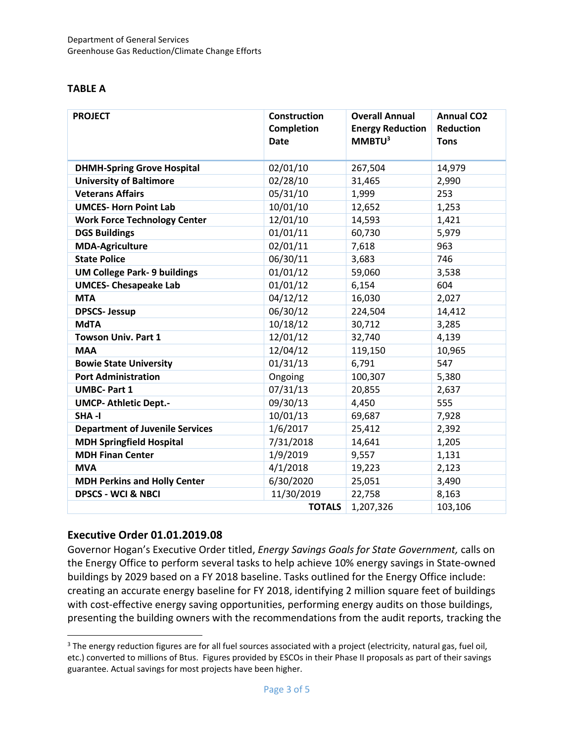### TABLE A

| PROJECT | Construction Completion Date | Overall Annual Energy Reduction MMBTU[3] | Annual CO2 Reduction Tons |
|---|---|---|---|
| **DHMH-Spring Grove Hospital** | 02/01/10 | 267,504 | 14,979 |
| **University of Baltimore** | 02/28/10 | 31,465 | 2,990 |
| **Veterans Affairs** | 05/31/10 | 1,999 | 253 |
| **UMCES- Horn Point Lab** | 10/01/10 | 12,652 | 1,253 |
| **Work Force Technology Center** | 12/01/10 | 14,593 | 1,421 |
| **DGS Buildings** | 01/01/11 | 60,730 | 5,979 |
| **MDA-Agriculture** | 02/01/11 | 7,618 | 963 |
| **State Police** | 06/30/11 | 3,683 | 746 |
| **UM College Park- 9 buildings** | 01/01/12 | 59,060 | 3,538 |
| **UMCES- Chesapeake Lab** | 01/01/12 | 6,154 | 604 |
| **MTA** | 04/12/12 | 16,030 | 2,027 |
| **DPSCS- Jessup** | 06/30/12 | 224,504 | 14,412 |
| **MdTA** | 10/18/12 | 30,712 | 3,285 |
| **Towson Univ. Part 1** | 12/01/12 | 32,740 | 4,139 |
| **MAA** | 12/04/12 | 119,150 | 10,965 |
| **Bowie State University** | 01/31/13 | 6,791 | 547 |
| **Port Administration** | Ongoing | 100,307 | 5,380 |
| **UMBC- Part 1** | 07/31/13 | 20,855 | 2,637 |
| **UMCP- Athletic Dept.-** | 09/30/13 | 4,450 | 555 |
| **SHA -I** | 10/01/13 | 69,687 | 7,928 |
| **Department of Juvenile Services** | 1/6/2017 | 25,412 | 2,392 |
| **MDH Springfield Hospital** | 7/31/2018 | 14,641 | 1,205 |
| **MDH Finan Center** | 1/9/2019 | 9,557 | 1,131 |
| **MVA** | 4/1/2018 | 19,223 | 2,123 |
| **MDH Perkins and Holly Center** | 6/30/2020 | 25,051 | 3,490 |
| **DPSCS - WCI & NBCI** | 11/30/2019 | 22,758 | 8,163 |
| | **TOTALS** | 1,207,326 | 103,106 |

## Executive Order 01.01.2019.08

Governor Hogan's Executive Order titled, *Energy Savings Goals for State Government,* calls on the Energy Office to perform several tasks to help achieve 10% energy savings in State-owned buildings by 2029 based on a FY 2018 baseline. Tasks outlined for the Energy Office include: creating an accurate energy baseline for FY 2018, identifying 2 million square feet of buildings with cost-effective energy saving opportunities, performing energy audits on those buildings, presenting the building owners with the recommendations from the audit reports, tracking the

---

[3] The energy reduction figures are for all fuel sources associated with a project (electricity, natural gas, fuel oil, etc.) converted to millions of Btus. Figures provided by ESCOs in their Phase II proposals as part of their savings guarantee. Actual savings for most projects have been higher.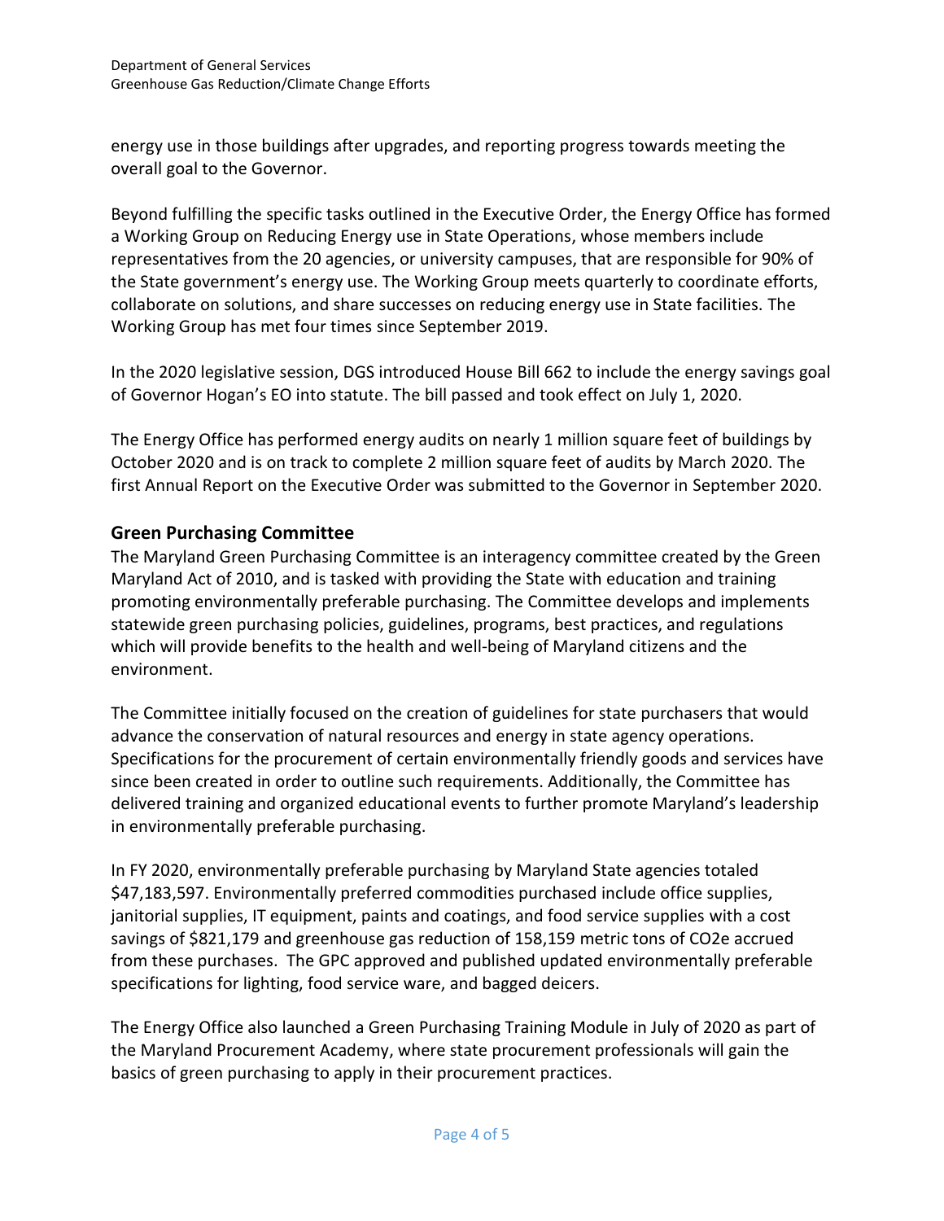energy use in those buildings after upgrades, and reporting progress towards meeting the overall goal to the Governor.

Beyond fulfilling the specific tasks outlined in the Executive Order, the Energy Office has formed a Working Group on Reducing Energy use in State Operations, whose members include representatives from the 20 agencies, or university campuses, that are responsible for 90% of the State government's energy use. The Working Group meets quarterly to coordinate efforts, collaborate on solutions, and share successes on reducing energy use in State facilities. The Working Group has met four times since September 2019.

In the 2020 legislative session, DGS introduced House Bill 662 to include the energy savings goal of Governor Hogan's EO into statute. The bill passed and took effect on July 1, 2020.

The Energy Office has performed energy audits on nearly 1 million square feet of buildings by October 2020 and is on track to complete 2 million square feet of audits by March 2020. The first Annual Report on the Executive Order was submitted to the Governor in September 2020.

## Green Purchasing Committee

The Maryland Green Purchasing Committee is an interagency committee created by the Green Maryland Act of 2010, and is tasked with providing the State with education and training promoting environmentally preferable purchasing. The Committee develops and implements statewide green purchasing policies, guidelines, programs, best practices, and regulations which will provide benefits to the health and well-being of Maryland citizens and the environment.

The Committee initially focused on the creation of guidelines for state purchasers that would advance the conservation of natural resources and energy in state agency operations. Specifications for the procurement of certain environmentally friendly goods and services have since been created in order to outline such requirements. Additionally, the Committee has delivered training and organized educational events to further promote Maryland's leadership in environmentally preferable purchasing.

In FY 2020, environmentally preferable purchasing by Maryland State agencies totaled $47,183,597. Environmentally preferred commodities purchased include office supplies, janitorial supplies, IT equipment, paints and coatings, and food service supplies with a cost savings of $821,179 and greenhouse gas reduction of 158,159 metric tons of $CO_2e$ accrued from these purchases. The GPC approved and published updated environmentally preferable specifications for lighting, food service ware, and bagged deicers.

The Energy Office also launched a Green Purchasing Training Module in July of 2020 as part of the Maryland Procurement Academy, where state procurement professionals will gain the basics of green purchasing to apply in their procurement practices.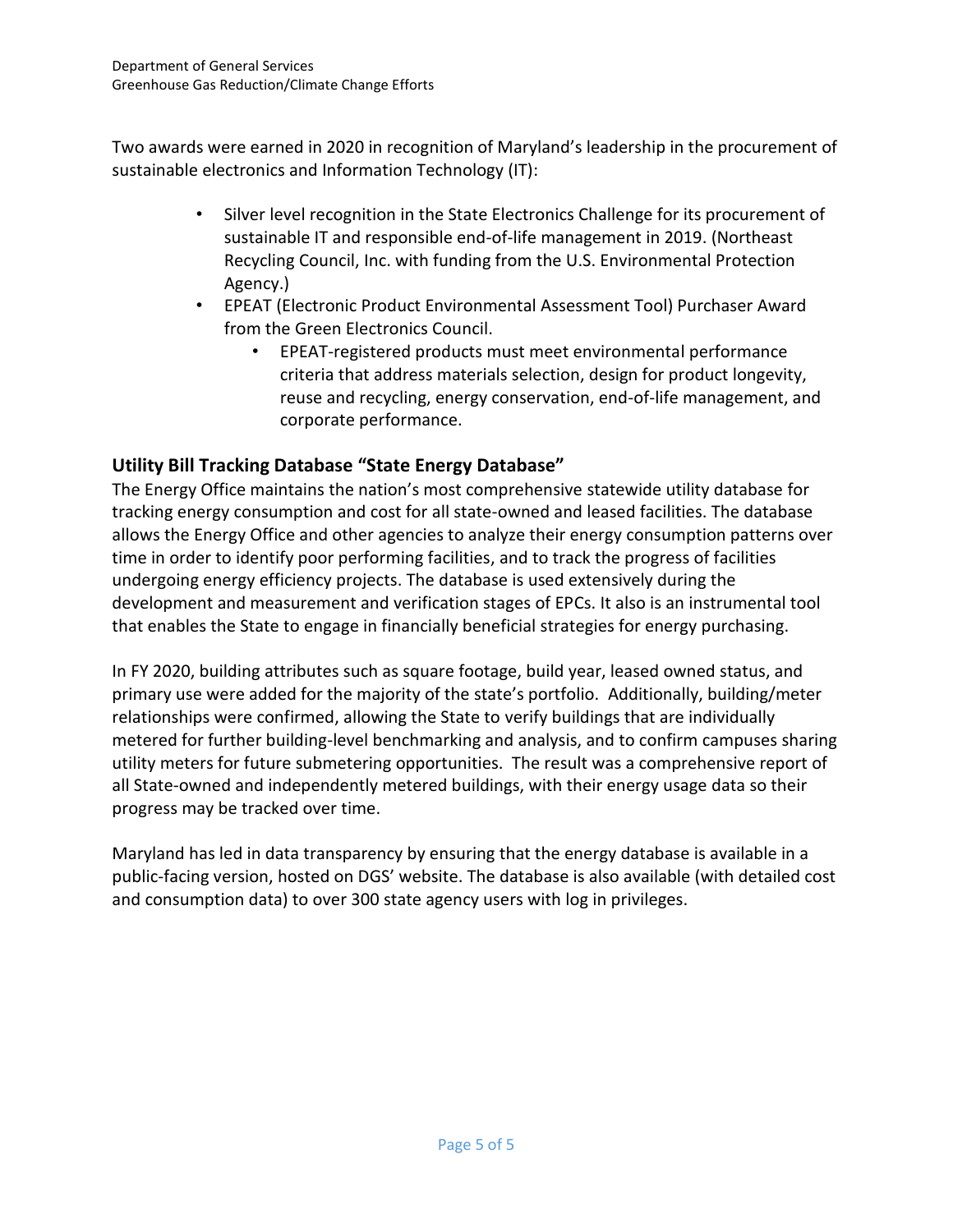Two awards were earned in 2020 in recognition of Maryland's leadership in the procurement of sustainable electronics and Information Technology (IT):

- Silver level recognition in the State Electronics Challenge for its procurement of sustainable IT and responsible end-of-life management in 2019. (Northeast Recycling Council, Inc. with funding from the U.S. Environmental Protection Agency.)
- EPEAT (Electronic Product Environmental Assessment Tool) Purchaser Award from the Green Electronics Council.
    - EPEAT-registered products must meet environmental performance criteria that address materials selection, design for product longevity, reuse and recycling, energy conservation, end-of-life management, and corporate performance.

## Utility Bill Tracking Database "State Energy Database"

The Energy Office maintains the nation's most comprehensive statewide utility database for tracking energy consumption and cost for all state-owned and leased facilities. The database allows the Energy Office and other agencies to analyze their energy consumption patterns over time in order to identify poor performing facilities, and to track the progress of facilities undergoing energy efficiency projects. The database is used extensively during the development and measurement and verification stages of EPCs. It also is an instrumental tool that enables the State to engage in financially beneficial strategies for energy purchasing.

In FY 2020, building attributes such as square footage, build year, leased owned status, and primary use were added for the majority of the state's portfolio. Additionally, building/meter relationships were confirmed, allowing the State to verify buildings that are individually metered for further building-level benchmarking and analysis, and to confirm campuses sharing utility meters for future submetering opportunities. The result was a comprehensive report of all State-owned and independently metered buildings, with their energy usage data so their progress may be tracked over time.

Maryland has led in data transparency by ensuring that the energy database is available in a public-facing version, hosted on DGS' website. The database is also available (with detailed cost and consumption data) to over 300 state agency users with log in privileges.